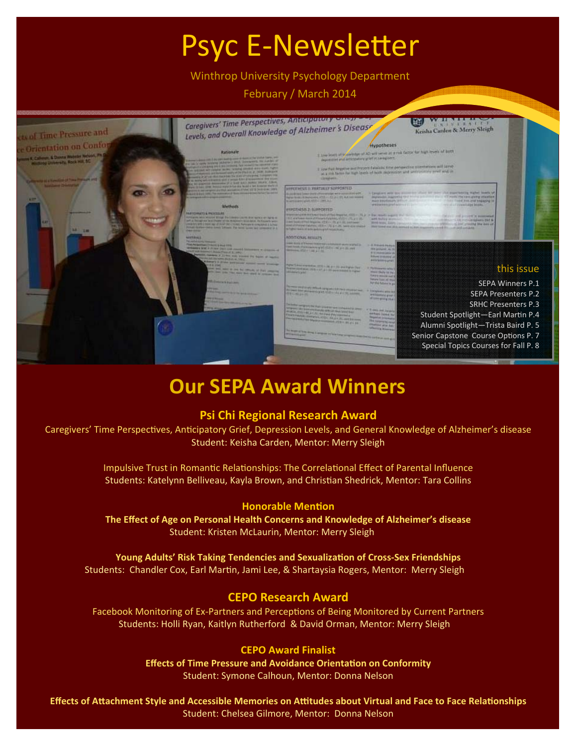# Psyc E-Newsletter

Winthrop University Psychology Department

February / March 2014

**this issue**

SEPA Winners P.1
SEPA Presenters P.2
SRHC Presenters P.3
Student Spotlight—Earl Martin P.4
Alumni Spotlight—Trista Baird P. 5
Senior Capstone Course Options P. 7
Special Topics Courses for Fall P. 8

## Our SEPA Award Winners

### Psi Chi Regional Research Award

Caregivers' Time Perspectives, Anticipatory Grief, Depression Levels, and General Knowledge of Alzheimer's disease
Student: Keisha Carden, Mentor: Merry Sleigh

Impulsive Trust in Romantic Relationships: The Correlational Effect of Parental Influence
Students: Katelynn Belliveau, Kayla Brown, and Christian Shedrick, Mentor: Tara Collins

### Honorable Mention

**The Effect of Age on Personal Health Concerns and Knowledge of Alzheimer's disease**
Student: Kristen McLaurin, Mentor: Merry Sleigh

**Young Adults' Risk Taking Tendencies and Sexualization of Cross-Sex Friendships**
Students: Chandler Cox, Earl Martin, Jami Lee, & Shartaysia Rogers, Mentor: Merry Sleigh

### CEPO Research Award

Facebook Monitoring of Ex-Partners and Perceptions of Being Monitored by Current Partners
Students: Holli Ryan, Kaitlyn Rutherford & David Orman, Mentor: Merry Sleigh

### CEPO Award Finalist

**Effects of Time Pressure and Avoidance Orientation on Conformity**
Student: Symone Calhoun, Mentor: Donna Nelson

**Effects of Attachment Style and Accessible Memories on Attitudes about Virtual and Face to Face Relationships**
Student: Chelsea Gilmore, Mentor: Donna Nelson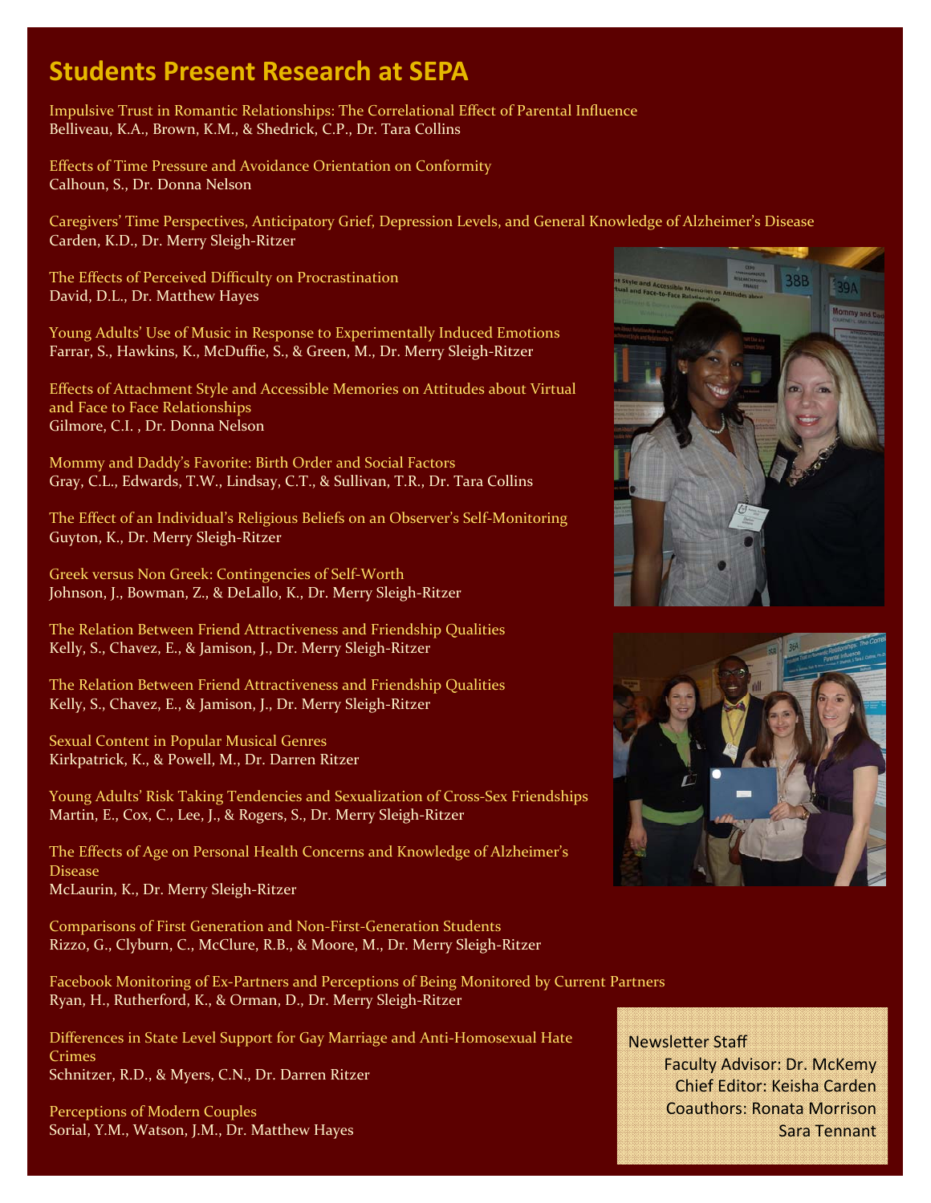## Students Present Research at SEPA

Impulsive Trust in Romantic Relationships: The Correlational Effect of Parental Influence
Belliveau, K.A., Brown, K.M., & Shedrick, C.P., Dr. Tara Collins

Effects of Time Pressure and Avoidance Orientation on Conformity
Calhoun, S., Dr. Donna Nelson

Caregivers' Time Perspectives, Anticipatory Grief, Depression Levels, and General Knowledge of Alzheimer's Disease
Carden, K.D., Dr. Merry Sleigh-Ritzer

The Effects of Perceived Difficulty on Procrastination
David, D.L., Dr. Matthew Hayes

Young Adults' Use of Music in Response to Experimentally Induced Emotions
Farrar, S., Hawkins, K., McDuffie, S., & Green, M., Dr. Merry Sleigh-Ritzer

Effects of Attachment Style and Accessible Memories on Attitudes about Virtual and Face to Face Relationships
Gilmore, C.I. , Dr. Donna Nelson

Mommy and Daddy's Favorite: Birth Order and Social Factors
Gray, C.L., Edwards, T.W., Lindsay, C.T., & Sullivan, T.R., Dr. Tara Collins

The Effect of an Individual's Religious Beliefs on an Observer's Self-Monitoring
Guyton, K., Dr. Merry Sleigh-Ritzer

Greek versus Non Greek: Contingencies of Self-Worth
Johnson, J., Bowman, Z., & DeLallo, K., Dr. Merry Sleigh-Ritzer

The Relation Between Friend Attractiveness and Friendship Qualities
Kelly, S., Chavez, E., & Jamison, J., Dr. Merry Sleigh-Ritzer

The Relation Between Friend Attractiveness and Friendship Qualities
Kelly, S., Chavez, E., & Jamison, J., Dr. Merry Sleigh-Ritzer

Sexual Content in Popular Musical Genres
Kirkpatrick, K., & Powell, M., Dr. Darren Ritzer

Young Adults' Risk Taking Tendencies and Sexualization of Cross-Sex Friendships
Martin, E., Cox, C., Lee, J., & Rogers, S., Dr. Merry Sleigh-Ritzer

The Effects of Age on Personal Health Concerns and Knowledge of Alzheimer's Disease
McLaurin, K., Dr. Merry Sleigh-Ritzer

Comparisons of First Generation and Non-First-Generation Students
Rizzo, G., Clyburn, C., McClure, R.B., & Moore, M., Dr. Merry Sleigh-Ritzer

Facebook Monitoring of Ex-Partners and Perceptions of Being Monitored by Current Partners
Ryan, H., Rutherford, K., & Orman, D., Dr. Merry Sleigh-Ritzer

Differences in State Level Support for Gay Marriage and Anti-Homosexual Hate Crimes
Schnitzer, R.D., & Myers, C.N., Dr. Darren Ritzer

Perceptions of Modern Couples
Sorial, Y.M., Watson, J.M., Dr. Matthew Hayes

Newsletter Staff
Faculty Advisor: Dr. McKemy
Chief Editor: Keisha Carden
Coauthors: Ronata Morrison
Sara Tennant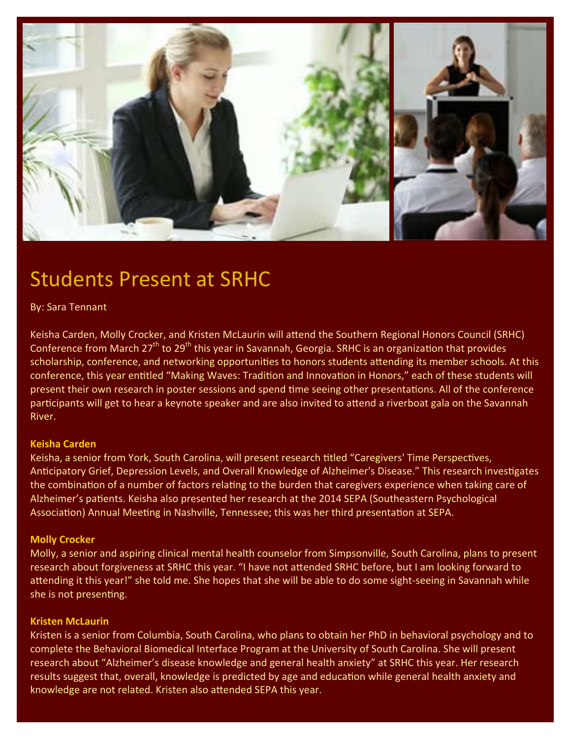# Students Present at SRHC

By: Sara Tennant

Keisha Carden, Molly Crocker, and Kristen McLaurin will attend the Southern Regional Honors Council (SRHC) Conference from March 27th to 29th this year in Savannah, Georgia. SRHC is an organization that provides scholarship, conference, and networking opportunities to honors students attending its member schools. At this conference, this year entitled "Making Waves: Tradition and Innovation in Honors," each of these students will present their own research in poster sessions and spend time seeing other presentations. All of the conference participants will get to hear a keynote speaker and are also invited to attend a riverboat gala on the Savannah River.

**Keisha Carden**

Keisha, a senior from York, South Carolina, will present research titled "Caregivers' Time Perspectives, Anticipatory Grief, Depression Levels, and Overall Knowledge of Alzheimer's Disease." This research investigates the combination of a number of factors relating to the burden that caregivers experience when taking care of Alzheimer's patients. Keisha also presented her research at the 2014 SEPA (Southeastern Psychological Association) Annual Meeting in Nashville, Tennessee; this was her third presentation at SEPA.

**Molly Crocker**

Molly, a senior and aspiring clinical mental health counselor from Simpsonville, South Carolina, plans to present research about forgiveness at SRHC this year. "I have not attended SRHC before, but I am looking forward to attending it this year!" she told me. She hopes that she will be able to do some sight-seeing in Savannah while she is not presenting.

**Kristen McLaurin**

Kristen is a senior from Columbia, South Carolina, who plans to obtain her PhD in behavioral psychology and to complete the Behavioral Biomedical Interface Program at the University of South Carolina. She will present research about "Alzheimer's disease knowledge and general health anxiety" at SRHC this year. Her research results suggest that, overall, knowledge is predicted by age and education while general health anxiety and knowledge are not related. Kristen also attended SEPA this year.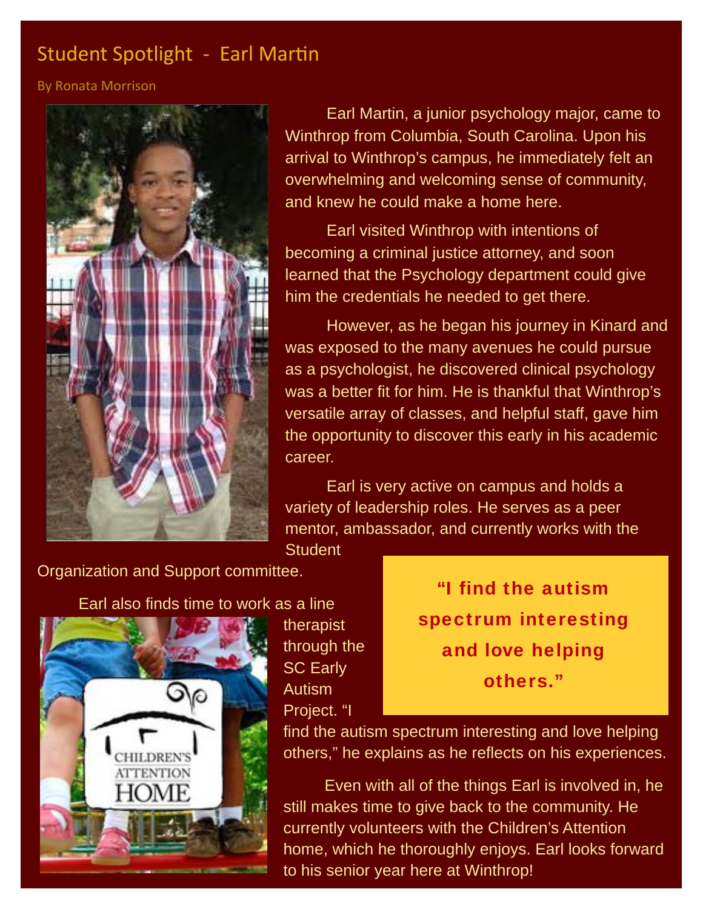## Student Spotlight - Earl Martin

By Ronata Morrison

Earl Martin, a junior psychology major, came to Winthrop from Columbia, South Carolina. Upon his arrival to Winthrop's campus, he immediately felt an overwhelming and welcoming sense of community, and knew he could make a home here.

Earl visited Winthrop with intentions of becoming a criminal justice attorney, and soon learned that the Psychology department could give him the credentials he needed to get there.

However, as he began his journey in Kinard and was exposed to the many avenues he could pursue as a psychologist, he discovered clinical psychology was a better fit for him. He is thankful that Winthrop's versatile array of classes, and helpful staff, gave him the opportunity to discover this early in his academic career.

Earl is very active on campus and holds a variety of leadership roles. He serves as a peer mentor, ambassador, and currently works with the Student Organization and Support committee.

> **"I find the autism spectrum interesting and love helping others."**

Earl also finds time to work as a line therapist through the SC Early Autism Project. "I find the autism spectrum interesting and love helping others," he explains as he reflects on his experiences.

Even with all of the things Earl is involved in, he still makes time to give back to the community. He currently volunteers with the Children's Attention home, which he thoroughly enjoys. Earl looks forward to his senior year here at Winthrop!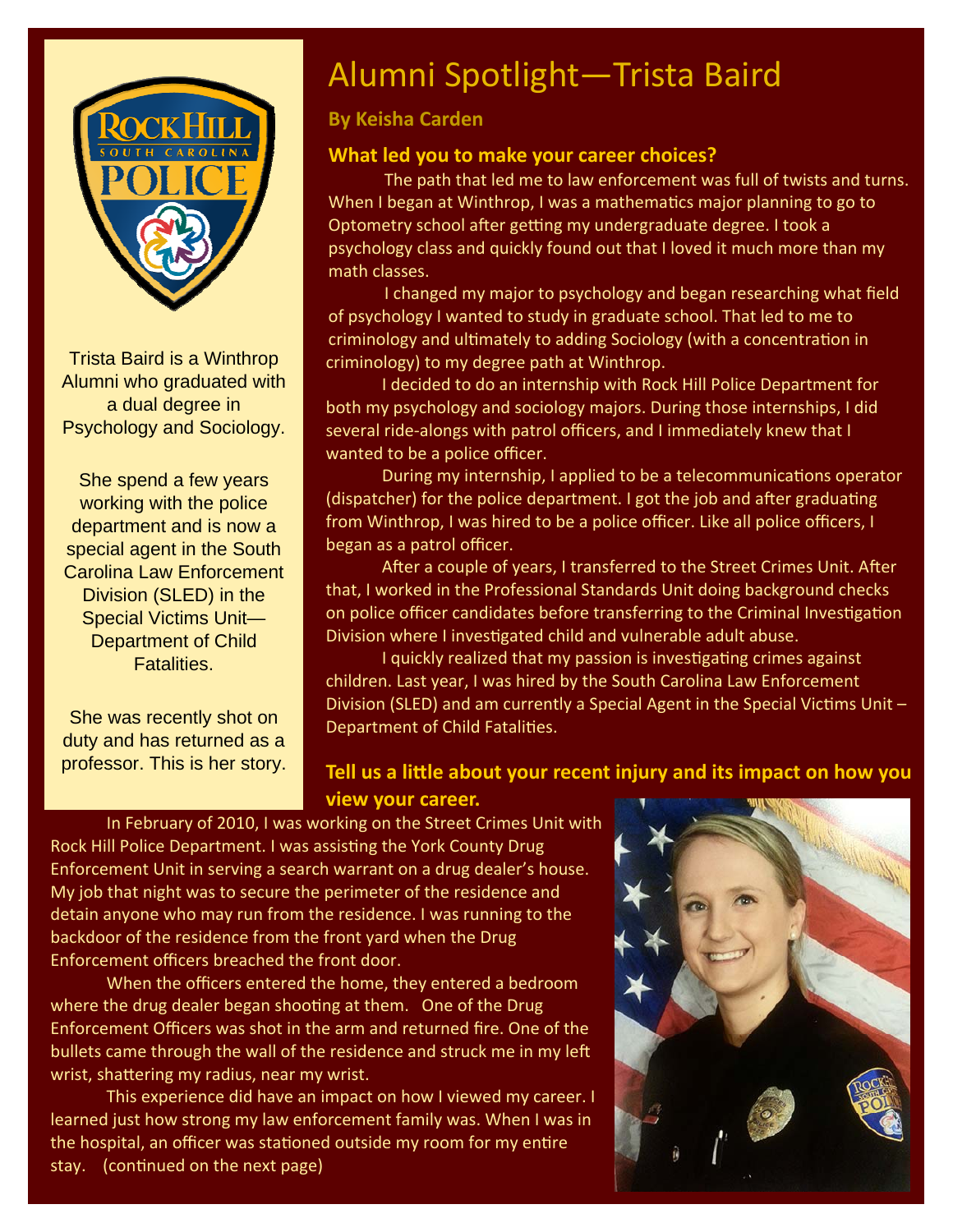# Alumni Spotlight—Trista Baird

**By Keisha Carden**

Trista Baird is a Winthrop Alumni who graduated with a dual degree in Psychology and Sociology.

She spend a few years working with the police department and is now a special agent in the South Carolina Law Enforcement Division (SLED) in the Special Victims Unit—Department of Child Fatalities.

She was recently shot on duty and has returned as a professor. This is her story.

### What led you to make your career choices?

The path that led me to law enforcement was full of twists and turns. When I began at Winthrop, I was a mathematics major planning to go to Optometry school after getting my undergraduate degree. I took a psychology class and quickly found out that I loved it much more than my math classes.

I changed my major to psychology and began researching what field of psychology I wanted to study in graduate school. That led to me to criminology and ultimately to adding Sociology (with a concentration in criminology) to my degree path at Winthrop.

I decided to do an internship with Rock Hill Police Department for both my psychology and sociology majors. During those internships, I did several ride-alongs with patrol officers, and I immediately knew that I wanted to be a police officer.

During my internship, I applied to be a telecommunications operator (dispatcher) for the police department. I got the job and after graduating from Winthrop, I was hired to be a police officer. Like all police officers, I began as a patrol officer.

After a couple of years, I transferred to the Street Crimes Unit. After that, I worked in the Professional Standards Unit doing background checks on police officer candidates before transferring to the Criminal Investigation Division where I investigated child and vulnerable adult abuse.

I quickly realized that my passion is investigating crimes against children. Last year, I was hired by the South Carolina Law Enforcement Division (SLED) and am currently a Special Agent in the Special Victims Unit – Department of Child Fatalities.

### Tell us a little about your recent injury and its impact on how you view your career.

In February of 2010, I was working on the Street Crimes Unit with Rock Hill Police Department. I was assisting the York County Drug Enforcement Unit in serving a search warrant on a drug dealer's house. My job that night was to secure the perimeter of the residence and detain anyone who may run from the residence. I was running to the backdoor of the residence from the front yard when the Drug Enforcement officers breached the front door.

When the officers entered the home, they entered a bedroom where the drug dealer began shooting at them. One of the Drug Enforcement Officers was shot in the arm and returned fire. One of the bullets came through the wall of the residence and struck me in my left wrist, shattering my radius, near my wrist.

This experience did have an impact on how I viewed my career. I learned just how strong my law enforcement family was. When I was in the hospital, an officer was stationed outside my room for my entire stay. (continued on the next page)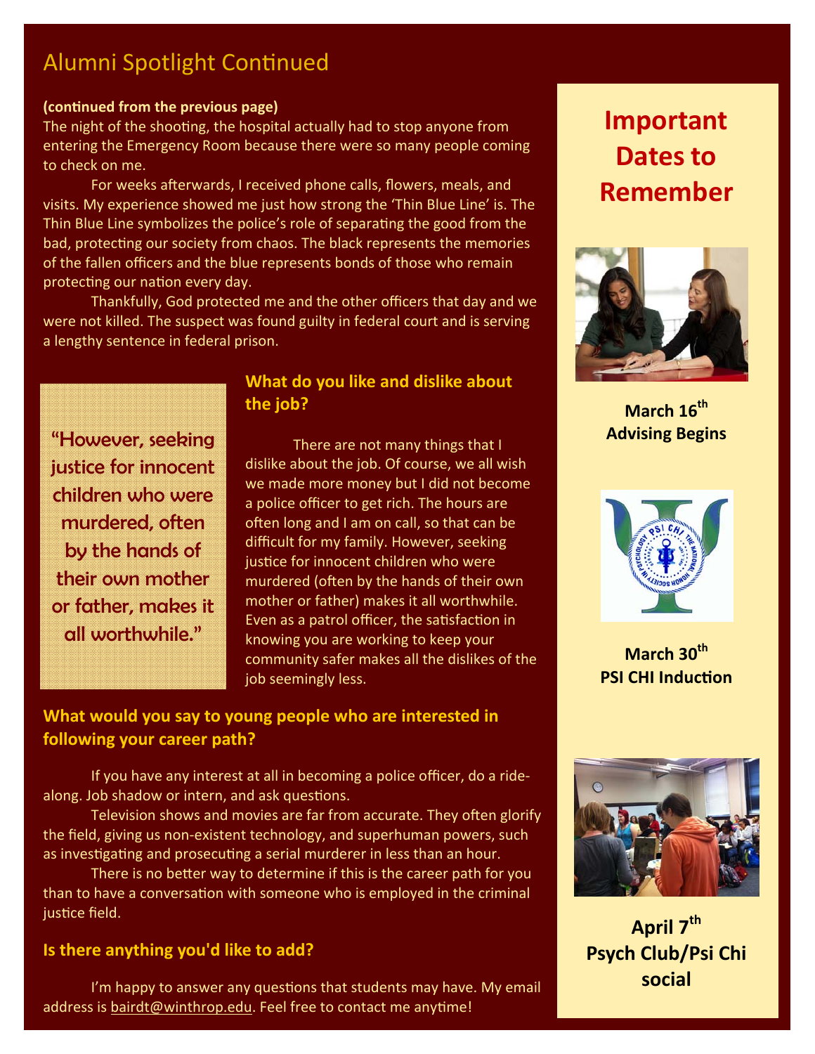## Alumni Spotlight Continued

**(continued from the previous page)**

The night of the shooting, the hospital actually had to stop anyone from entering the Emergency Room because there were so many people coming to check on me.

For weeks afterwards, I received phone calls, flowers, meals, and visits. My experience showed me just how strong the 'Thin Blue Line' is. The Thin Blue Line symbolizes the police's role of separating the good from the bad, protecting our society from chaos. The black represents the memories of the fallen officers and the blue represents bonds of those who remain protecting our nation every day.

Thankfully, God protected me and the other officers that day and we were not killed. The suspect was found guilty in federal court and is serving a lengthy sentence in federal prison.

"However, seeking justice for innocent children who were murdered, often by the hands of their own mother or father, makes it all worthwhile."

### What do you like and dislike about the job?

There are not many things that I dislike about the job. Of course, we all wish we made more money but I did not become a police officer to get rich. The hours are often long and I am on call, so that can be difficult for my family. However, seeking justice for innocent children who were murdered (often by the hands of their own mother or father) makes it all worthwhile. Even as a patrol officer, the satisfaction in knowing you are working to keep your community safer makes all the dislikes of the job seemingly less.

### What would you say to young people who are interested in following your career path?

If you have any interest at all in becoming a police officer, do a ride-along. Job shadow or intern, and ask questions.

Television shows and movies are far from accurate. They often glorify the field, giving us non-existent technology, and superhuman powers, such as investigating and prosecuting a serial murderer in less than an hour.

There is no better way to determine if this is the career path for you than to have a conversation with someone who is employed in the criminal justice field.

### Is there anything you'd like to add?

I'm happy to answer any questions that students may have. My email address is bairdt@winthrop.edu. Feel free to contact me anytime!

## Important Dates to Remember

**March 16th**
**Advising Begins**

**March 30th**
**PSI CHI Induction**

**April 7th**
**Psych Club/Psi Chi social**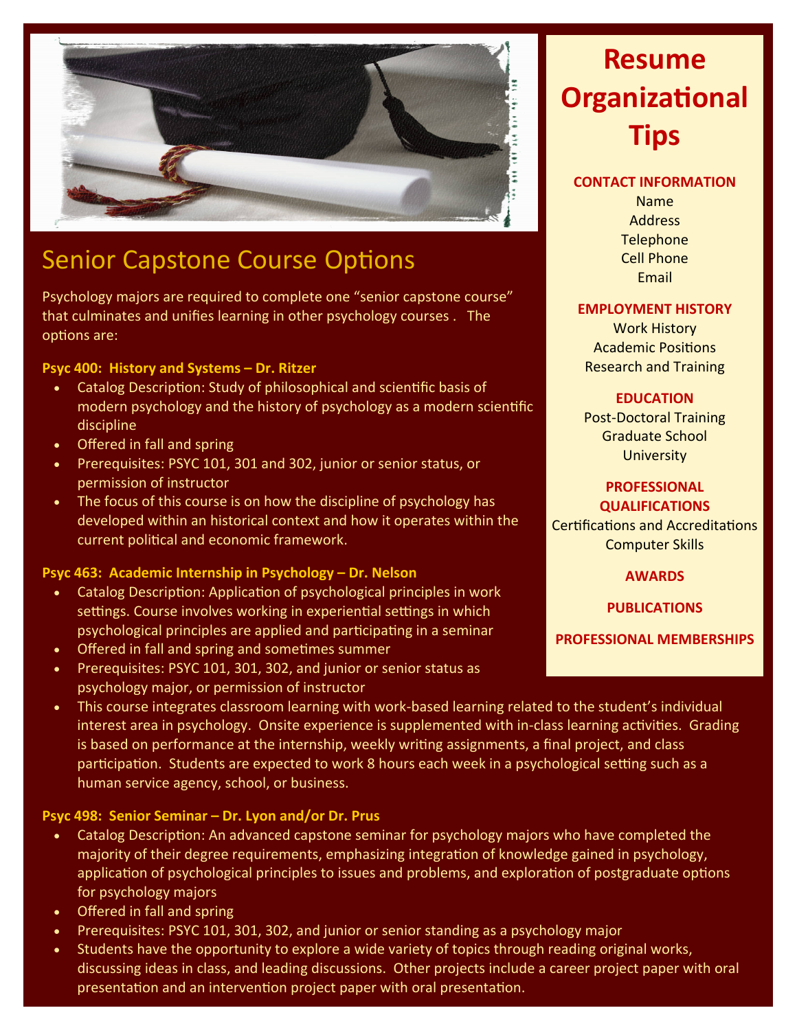## Senior Capstone Course Options

Psychology majors are required to complete one "senior capstone course" that culminates and unifies learning in other psychology courses . The options are:

**Psyc 400: History and Systems – Dr. Ritzer**

- Catalog Description: Study of philosophical and scientific basis of modern psychology and the history of psychology as a modern scientific discipline
- Offered in fall and spring
- Prerequisites: PSYC 101, 301 and 302, junior or senior status, or permission of instructor
- The focus of this course is on how the discipline of psychology has developed within an historical context and how it operates within the current political and economic framework.

**Psyc 463: Academic Internship in Psychology – Dr. Nelson**

- Catalog Description: Application of psychological principles in work settings. Course involves working in experiential settings in which psychological principles are applied and participating in a seminar
- Offered in fall and spring and sometimes summer
- Prerequisites: PSYC 101, 301, 302, and junior or senior status as psychology major, or permission of instructor
- This course integrates classroom learning with work-based learning related to the student's individual interest area in psychology. Onsite experience is supplemented with in-class learning activities. Grading is based on performance at the internship, weekly writing assignments, a final project, and class participation. Students are expected to work 8 hours each week in a psychological setting such as a human service agency, school, or business.

**Psyc 498: Senior Seminar – Dr. Lyon and/or Dr. Prus**

- Catalog Description: An advanced capstone seminar for psychology majors who have completed the majority of their degree requirements, emphasizing integration of knowledge gained in psychology, application of psychological principles to issues and problems, and exploration of postgraduate options for psychology majors
- Offered in fall and spring
- Prerequisites: PSYC 101, 301, 302, and junior or senior standing as a psychology major
- Students have the opportunity to explore a wide variety of topics through reading original works, discussing ideas in class, and leading discussions. Other projects include a career project paper with oral presentation and an intervention project paper with oral presentation.

## Resume Organizational Tips

**CONTACT INFORMATION**

Name
Address
Telephone
Cell Phone
Email

**EMPLOYMENT HISTORY**

Work History
Academic Positions
Research and Training

**EDUCATION**

Post-Doctoral Training
Graduate School
University

**PROFESSIONAL QUALIFICATIONS**

Certifications and Accreditations
Computer Skills

**AWARDS**

**PUBLICATIONS**

**PROFESSIONAL MEMBERSHIPS**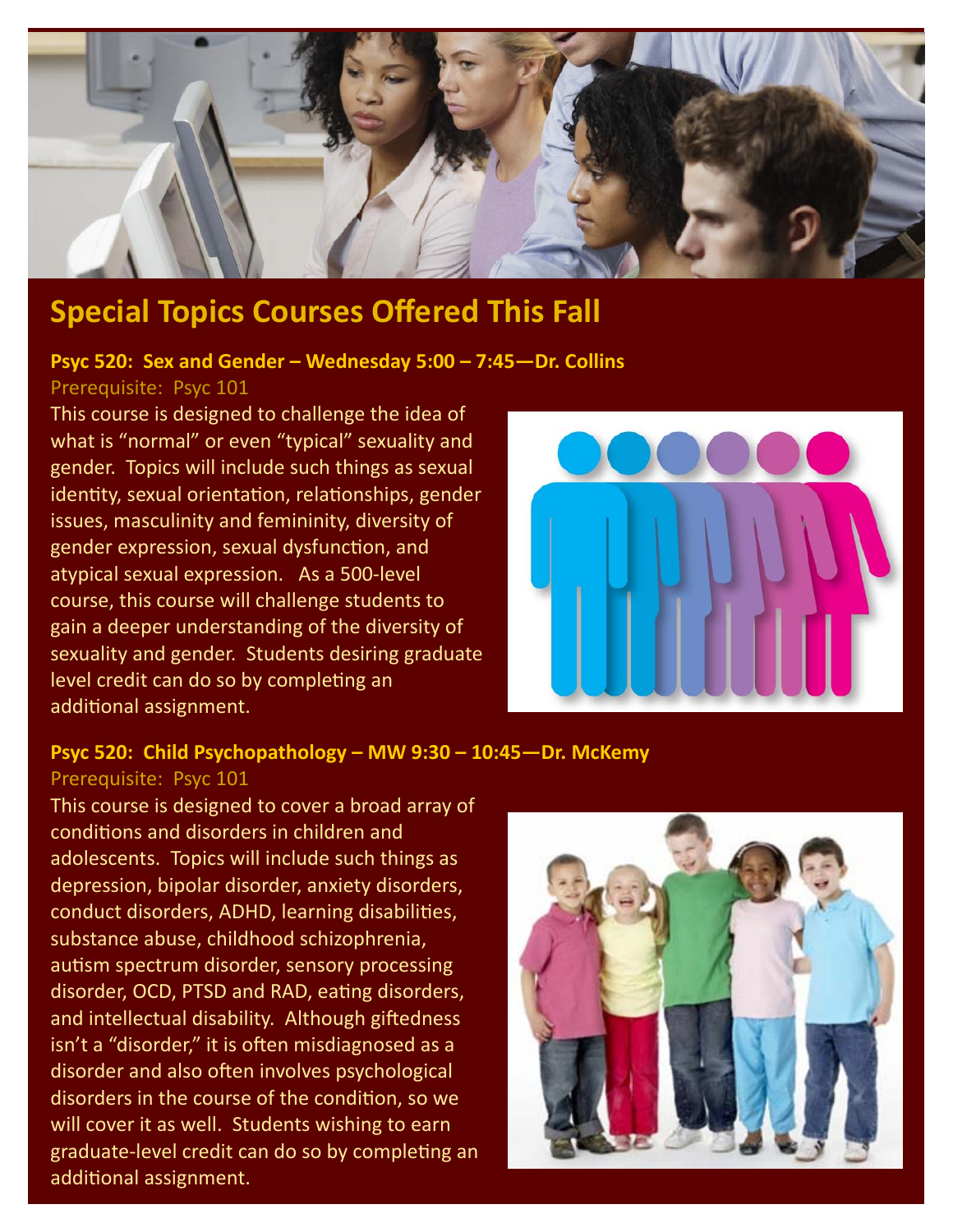## Special Topics Courses Offered This Fall

**Psyc 520: Sex and Gender – Wednesday 5:00 – 7:45—Dr. Collins**

Prerequisite: Psyc 101

This course is designed to challenge the idea of what is "normal" or even "typical" sexuality and gender. Topics will include such things as sexual identity, sexual orientation, relationships, gender issues, masculinity and femininity, diversity of gender expression, sexual dysfunction, and atypical sexual expression. As a 500-level course, this course will challenge students to gain a deeper understanding of the diversity of sexuality and gender. Students desiring graduate level credit can do so by completing an additional assignment.

**Psyc 520: Child Psychopathology – MW 9:30 – 10:45—Dr. McKemy**

Prerequisite: Psyc 101

This course is designed to cover a broad array of conditions and disorders in children and adolescents. Topics will include such things as depression, bipolar disorder, anxiety disorders, conduct disorders, ADHD, learning disabilities, substance abuse, childhood schizophrenia, autism spectrum disorder, sensory processing disorder, OCD, PTSD and RAD, eating disorders, and intellectual disability. Although giftedness isn't a "disorder," it is often misdiagnosed as a disorder and also often involves psychological disorders in the course of the condition, so we will cover it as well. Students wishing to earn graduate-level credit can do so by completing an additional assignment.